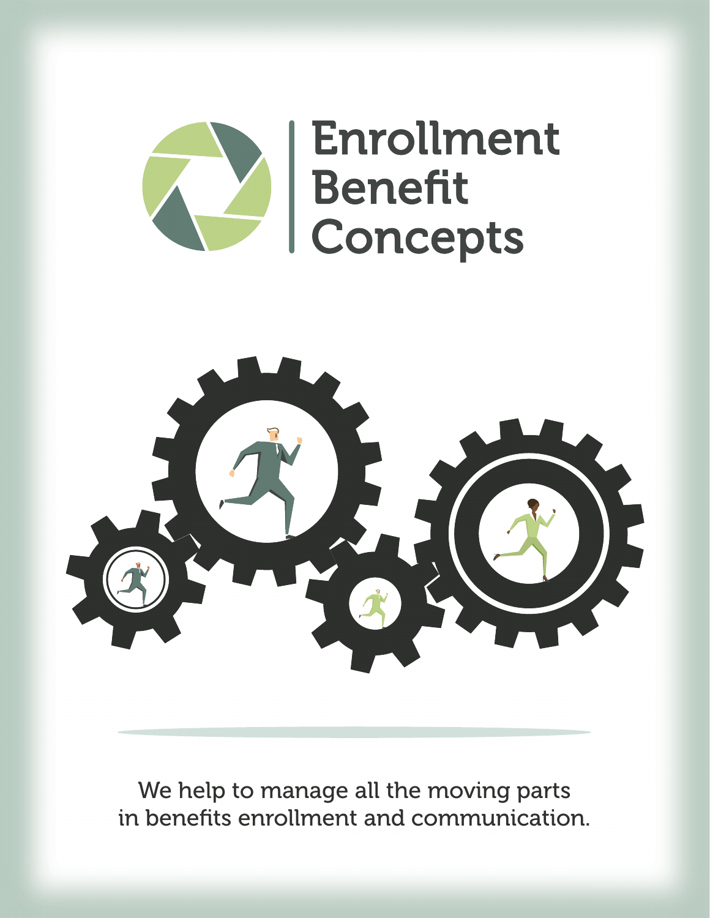# Enrollment Benefit Concepts

We help to manage all the moving parts in benefits enrollment and communication.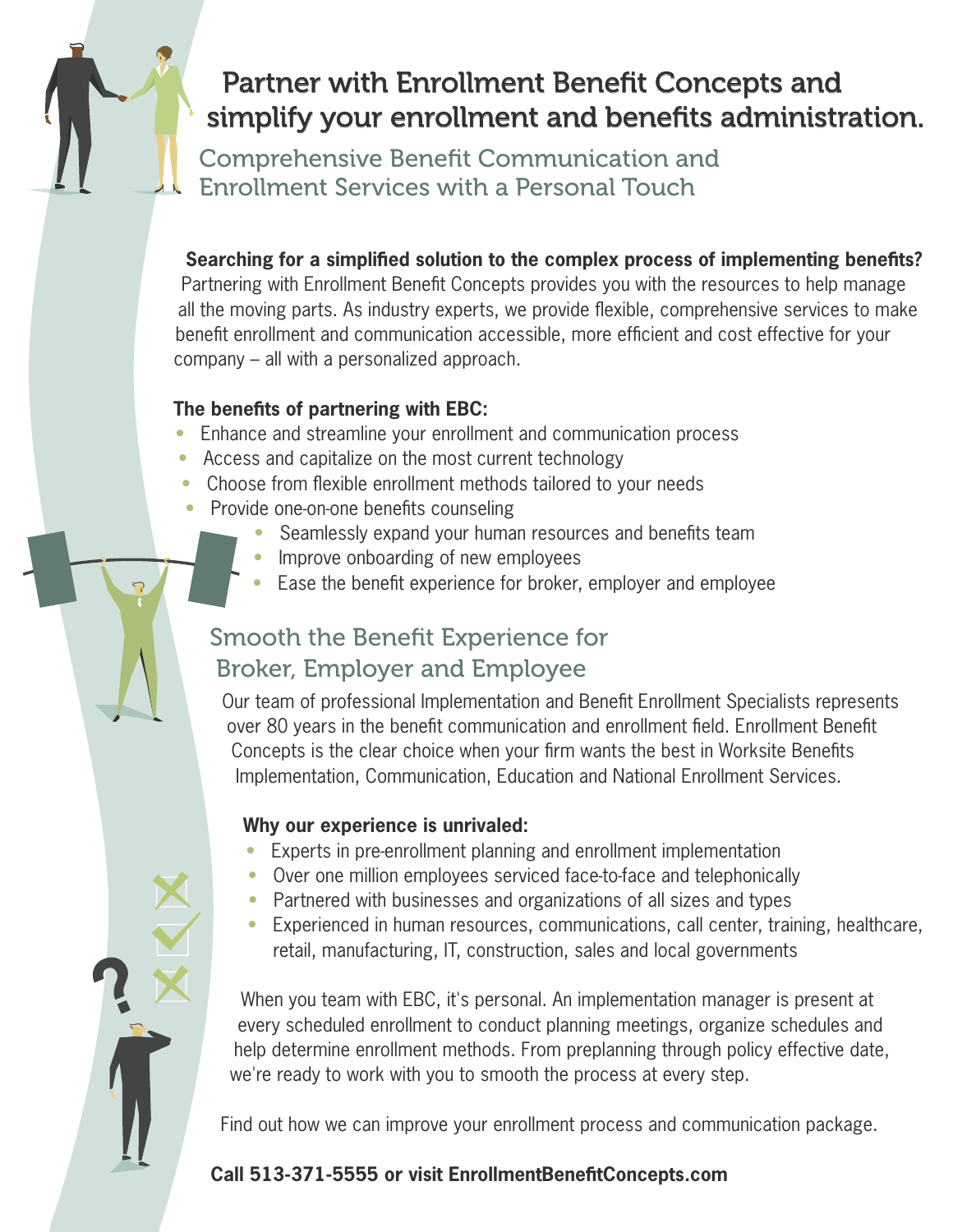# Partner with Enrollment Benefit Concepts and simplify your enrollment and benefits administration.

## Comprehensive Benefit Communication and Enrollment Services with a Personal Touch

**Searching for a simplified solution to the complex process of implementing benefits?** Partnering with Enrollment Benefit Concepts provides you with the resources to help manage all the moving parts. As industry experts, we provide flexible, comprehensive services to make benefit enrollment and communication accessible, more efficient and cost effective for your company – all with a personalized approach.

**The benefits of partnering with EBC:**

- Enhance and streamline your enrollment and communication process
- Access and capitalize on the most current technology
- Choose from flexible enrollment methods tailored to your needs
- Provide one-on-one benefits counseling
- Seamlessly expand your human resources and benefits team
- Improve onboarding of new employees
- Ease the benefit experience for broker, employer and employee

## Smooth the Benefit Experience for Broker, Employer and Employee

Our team of professional Implementation and Benefit Enrollment Specialists represents over 80 years in the benefit communication and enrollment field. Enrollment Benefit Concepts is the clear choice when your firm wants the best in Worksite Benefits Implementation, Communication, Education and National Enrollment Services.

**Why our experience is unrivaled:**

- Experts in pre-enrollment planning and enrollment implementation
- Over one million employees serviced face-to-face and telephonically
- Partnered with businesses and organizations of all sizes and types
- Experienced in human resources, communications, call center, training, healthcare, retail, manufacturing, IT, construction, sales and local governments

When you team with EBC, it's personal. An implementation manager is present at every scheduled enrollment to conduct planning meetings, organize schedules and help determine enrollment methods. From preplanning through policy effective date, we're ready to work with you to smooth the process at every step.

Find out how we can improve your enrollment process and communication package.

**Call 513-371-5555 or visit EnrollmentBenefitConcepts.com**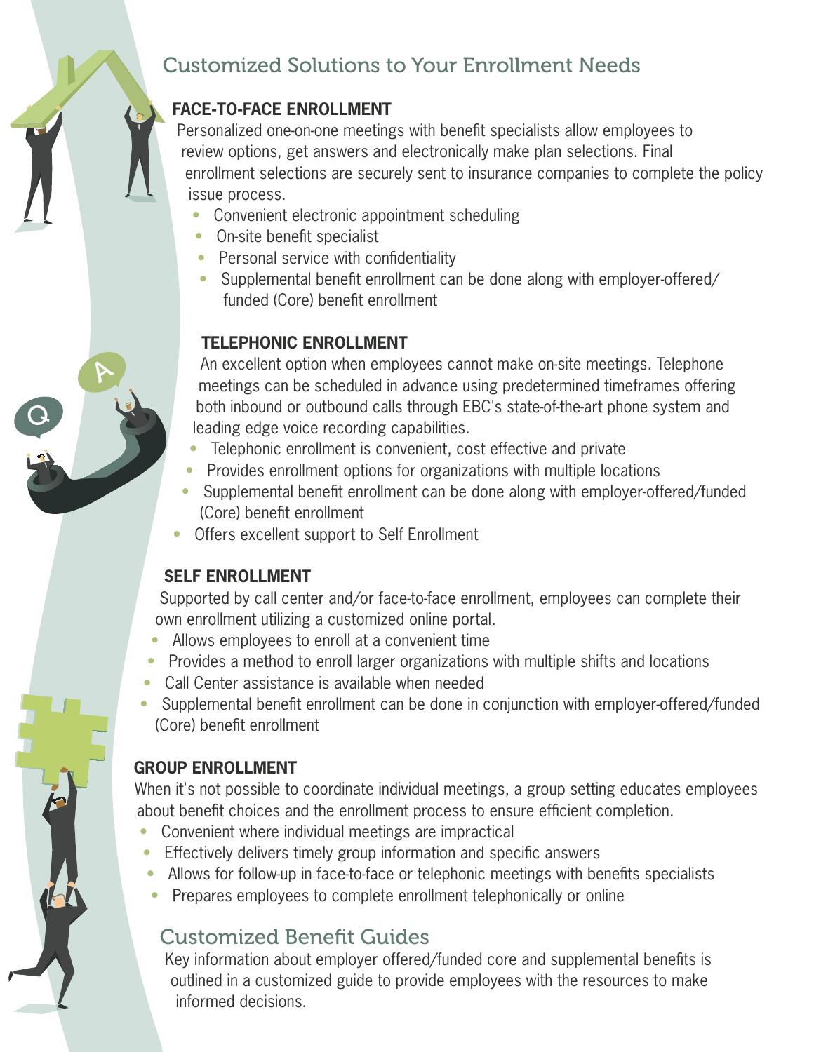# Customized Solutions to Your Enrollment Needs

## FACE-TO-FACE ENROLLMENT

Personalized one-on-one meetings with benefit specialists allow employees to review options, get answers and electronically make plan selections. Final enrollment selections are securely sent to insurance companies to complete the policy issue process.

- Convenient electronic appointment scheduling
- On-site benefit specialist
- Personal service with confidentiality
- Supplemental benefit enrollment can be done along with employer-offered/ funded (Core) benefit enrollment

## TELEPHONIC ENROLLMENT

An excellent option when employees cannot make on-site meetings. Telephone meetings can be scheduled in advance using predetermined timeframes offering both inbound or outbound calls through EBC's state-of-the-art phone system and leading edge voice recording capabilities.

- Telephonic enrollment is convenient, cost effective and private
- Provides enrollment options for organizations with multiple locations
- Supplemental benefit enrollment can be done along with employer-offered/funded (Core) benefit enrollment
- Offers excellent support to Self Enrollment

## SELF ENROLLMENT

Supported by call center and/or face-to-face enrollment, employees can complete their own enrollment utilizing a customized online portal.

- Allows employees to enroll at a convenient time
- Provides a method to enroll larger organizations with multiple shifts and locations
- Call Center assistance is available when needed
- Supplemental benefit enrollment can be done in conjunction with employer-offered/funded (Core) benefit enrollment

## GROUP ENROLLMENT

When it's not possible to coordinate individual meetings, a group setting educates employees about benefit choices and the enrollment process to ensure efficient completion.

- Convenient where individual meetings are impractical
- Effectively delivers timely group information and specific answers
- Allows for follow-up in face-to-face or telephonic meetings with benefits specialists
- Prepares employees to complete enrollment telephonically or online

# Customized Benefit Guides

Key information about employer offered/funded core and supplemental benefits is outlined in a customized guide to provide employees with the resources to make informed decisions.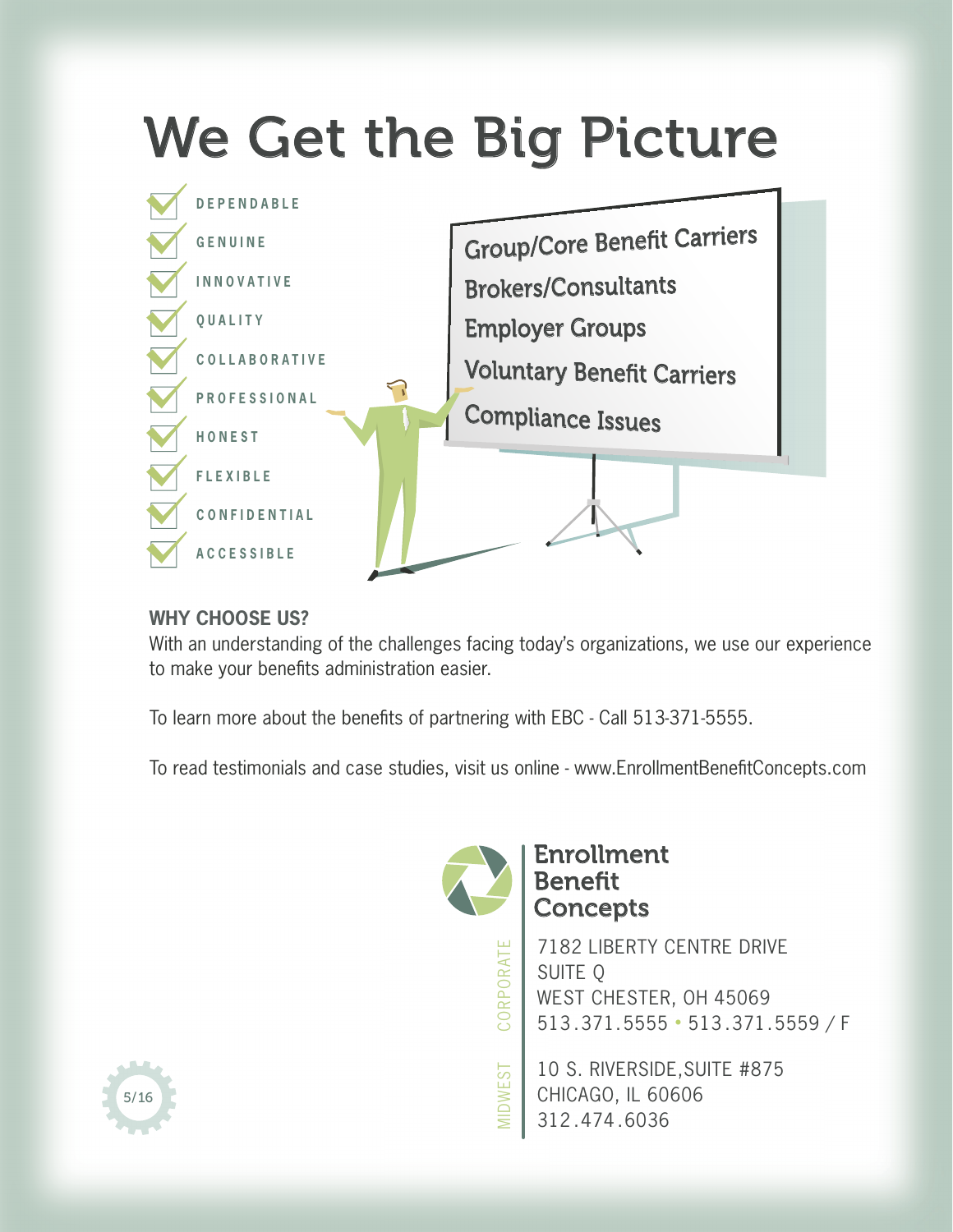# We Get the Big Picture

- DEPENDABLE
- GENUINE
- INNOVATIVE
- QUALITY
- COLLABORATIVE
- PROFESSIONAL
- HONEST
- FLEXIBLE
- CONFIDENTIAL
- ACCESSIBLE

Group/Core Benefit Carriers
Brokers/Consultants
Employer Groups
Voluntary Benefit Carriers
Compliance Issues

**WHY CHOOSE US?**
With an understanding of the challenges facing today's organizations, we use our experience to make your benefits administration easier.

To learn more about the benefits of partnering with EBC - Call 513-371-5555.

To read testimonials and case studies, visit us online - www.EnrollmentBenefitConcepts.com

**Enrollment Benefit Concepts**

CORPORATE
7182 LIBERTY CENTRE DRIVE
SUITE Q
WEST CHESTER, OH 45069
513.371.5555 • 513.371.5559 / F

MIDWEST
10 S. RIVERSIDE, SUITE #875
CHICAGO, IL 60606
312.474.6036

5/16